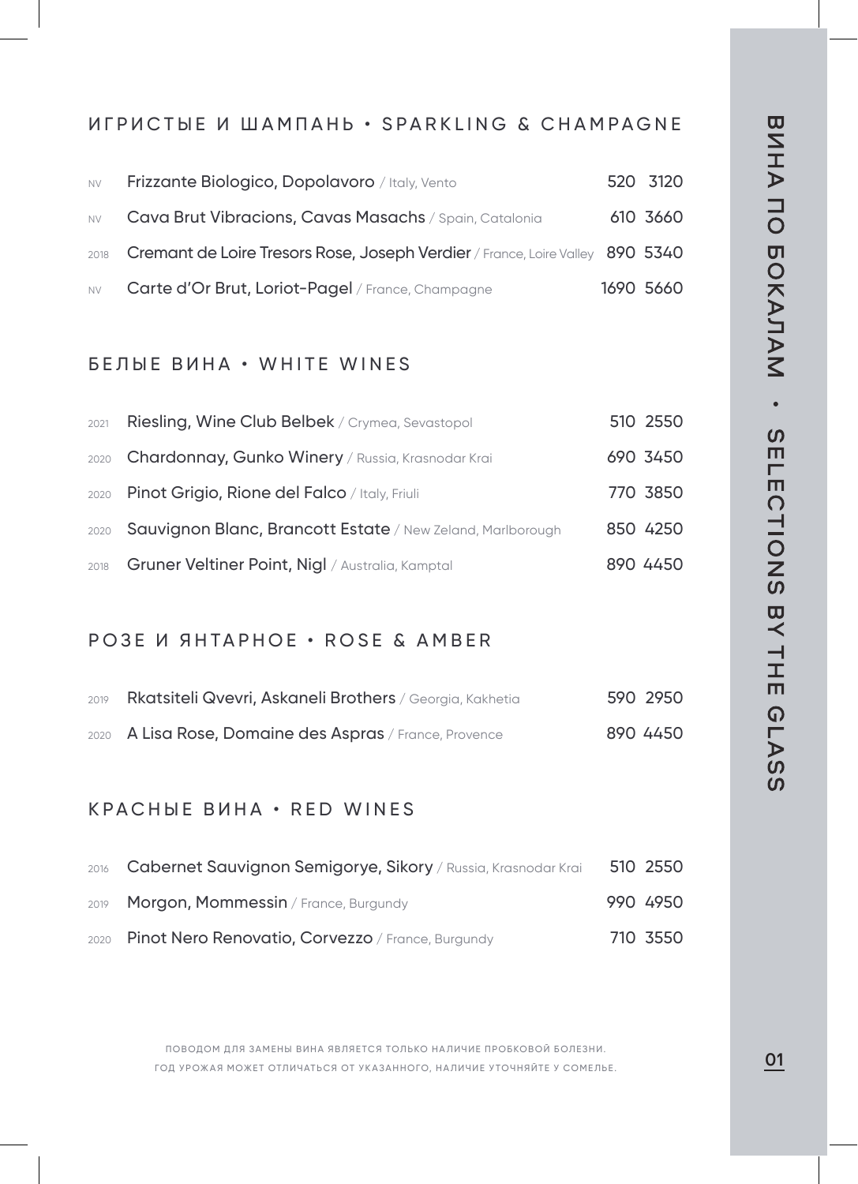# ВИНА ПО БОКАЛАМ • SELECTIONS BY THE GLASS

## ИГРИСТЫЕ И ШАМПАНЬ • SPARKLING & CHAMPAGNE

| | | | |
|---|---|---|---|
| NV | **Frizzante Biologico, Dopolavoro** / Italy, Vento | 520 | 3120 |
| NV | **Cava Brut Vibracions, Cavas Masachs** / Spain, Catalonia | 610 | 3660 |
| 2018 | **Cremant de Loire Tresors Rose, Joseph Verdier** / France, Loire Valley | 890 | 5340 |
| NV | **Carte d'Or Brut, Loriot-Pagel** / France, Champagne | 1690 | 5660 |

## БЕЛЫЕ ВИНА • WHITE WINES

| | | | |
|---|---|---|---|
| 2021 | **Riesling, Wine Club Belbek** / Crymea, Sevastopol | 510 | 2550 |
| 2020 | **Chardonnay, Gunko Winery** / Russia, Krasnodar Krai | 690 | 3450 |
| 2020 | **Pinot Grigio, Rione del Falco** / Italy, Friuli | 770 | 3850 |
| 2020 | **Sauvignon Blanc, Brancott Estate** / New Zeland, Marlborough | 850 | 4250 |
| 2018 | **Gruner Veltiner Point, Nigl** / Australia, Kamptal | 890 | 4450 |

## РОЗЕ И ЯНТАРНОЕ • ROSE & AMBER

| | | | |
|---|---|---|---|
| 2019 | **Rkatsiteli Qvevri, Askaneli Brothers** / Georgia, Kakhetia | 590 | 2950 |
| 2020 | **A Lisa Rose, Domaine des Aspras** / France, Provence | 890 | 4450 |

## КРАСНЫЕ ВИНА • RED WINES

| | | | |
|---|---|---|---|
| 2016 | **Cabernet Sauvignon Semigorye, Sikory** / Russia, Krasnodar Krai | 510 | 2550 |
| 2019 | **Morgon, Mommessin** / France, Burgundy | 990 | 4950 |
| 2020 | **Pinot Nero Renovatio, Corvezzo** / France, Burgundy | 710 | 3550 |

ПОВОДОМ ДЛЯ ЗАМЕНЫ ВИНА ЯВЛЯЕТСЯ ТОЛЬКО НАЛИЧИЕ ПРОБКОВОЙ БОЛЕЗНИ.
ГОД УРОЖАЯ МОЖЕТ ОТЛИЧАТЬСЯ ОТ УКАЗАННОГО, НАЛИЧИЕ УТОЧНЯЙТЕ У СОМЕЛЬЕ.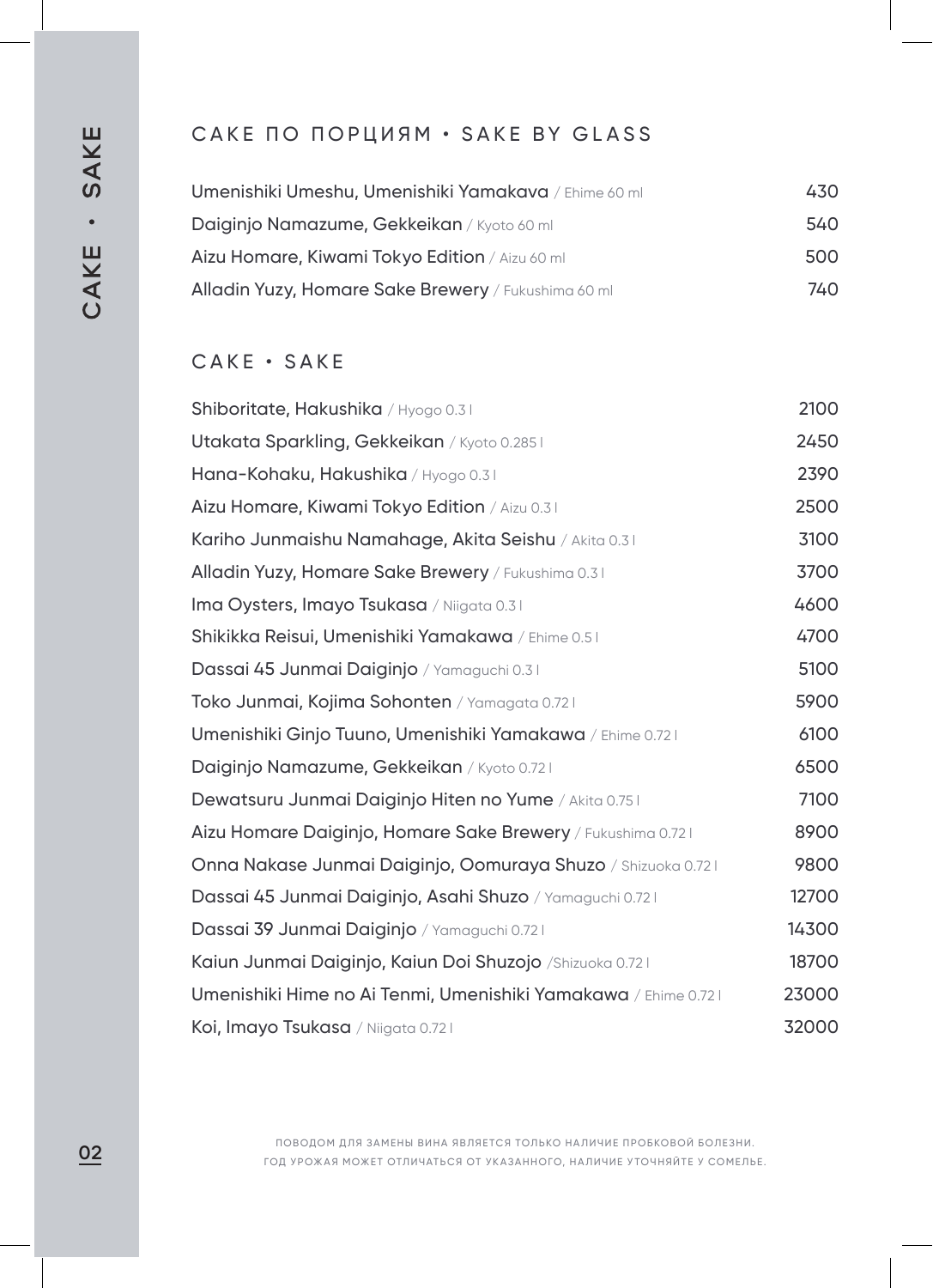## САКЕ ПО ПОРЦИЯМ • SAKE BY GLASS

| | |
|---|---|
| Umenishiki Umeshu, Umenishiki Yamakava / Ehime 60 ml | 430 |
| Daiginjo Namazume, Gekkeikan / Kyoto 60 ml | 540 |
| Aizu Homare, Kiwami Tokyo Edition / Aizu 60 ml | 500 |
| Alladin Yuzy, Homare Sake Brewery / Fukushima 60 ml | 740 |

## САКЕ • SAKE

| | |
|---|---|
| Shiboritate, Hakushika / Hyogo 0.3 l | 2100 |
| Utakata Sparkling, Gekkeikan / Kyoto 0.285 l | 2450 |
| Hana-Kohaku, Hakushika / Hyogo 0.3 l | 2390 |
| Aizu Homare, Kiwami Tokyo Edition / Aizu 0.3 l | 2500 |
| Kariho Junmaishu Namahage, Akita Seishu / Akita 0.3 l | 3100 |
| Alladin Yuzy, Homare Sake Brewery / Fukushima 0.3 l | 3700 |
| Ima Oysters, Imayo Tsukasa / Niigata 0.3 l | 4600 |
| Shikikka Reisui, Umenishiki Yamakawa / Ehime 0.5 l | 4700 |
| Dassai 45 Junmai Daiginjo / Yamaguchi 0.3 l | 5100 |
| Toko Junmai, Kojima Sohonten / Yamagata 0.72 l | 5900 |
| Umenishiki Ginjo Tuuno, Umenishiki Yamakawa / Ehime 0.72 l | 6100 |
| Daiginjo Namazume, Gekkeikan / Kyoto 0.72 l | 6500 |
| Dewatsuru Junmai Daiginjo Hiten no Yume / Akita 0.75 l | 7100 |
| Aizu Homare Daiginjo, Homare Sake Brewery / Fukushima 0.72 l | 8900 |
| Onna Nakase Junmai Daiginjo, Oomuraya Shuzo / Shizuoka 0.72 l | 9800 |
| Dassai 45 Junmai Daiginjo, Asahi Shuzo / Yamaguchi 0.72 l | 12700 |
| Dassai 39 Junmai Daiginjo / Yamaguchi 0.72 l | 14300 |
| Kaiun Junmai Daiginjo, Kaiun Doi Shuzojo /Shizuoka 0.72 l | 18700 |
| Umenishiki Hime no Ai Tenmi, Umenishiki Yamakawa / Ehime 0.72 l | 23000 |
| Koi, Imayo Tsukasa / Niigata 0.72 l | 32000 |

ПОВОДОМ ДЛЯ ЗАМЕНЫ ВИНА ЯВЛЯЕТСЯ ТОЛЬКО НАЛИЧИЕ ПРОБКОВОЙ БОЛЕЗНИ.
ГОД УРОЖАЯ МОЖЕТ ОТЛИЧАТЬСЯ ОТ УКАЗАННОГО, НАЛИЧИЕ УТОЧНЯЙТЕ У СОМЕЛЬЕ.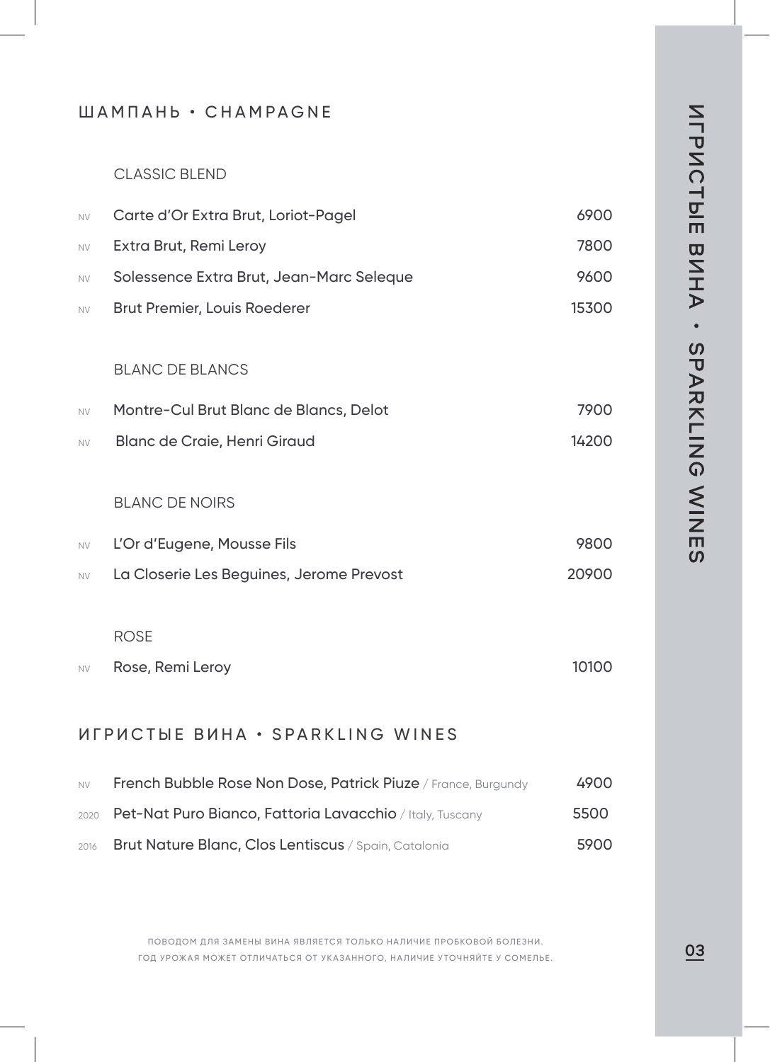## ШАМПАНЬ • CHAMPAGNE

### CLASSIC BLEND

| | | |
|---|---|---|
| NV | Carte d'Or Extra Brut, Loriot-Pagel | 6900 |
| NV | Extra Brut, Remi Leroy | 7800 |
| NV | Solessence Extra Brut, Jean-Marc Seleque | 9600 |
| NV | Brut Premier, Louis Roederer | 15300 |

### BLANC DE BLANCS

| | | |
|---|---|---|
| NV | Montre-Cul Brut Blanc de Blancs, Delot | 7900 |
| NV | Blanc de Craie, Henri Giraud | 14200 |

### BLANC DE NOIRS

| | | |
|---|---|---|
| NV | L'Or d'Eugene, Mousse Fils | 9800 |
| NV | La Closerie Les Beguines, Jerome Prevost | 20900 |

### ROSE

| | | |
|---|---|---|
| NV | Rose, Remi Leroy | 10100 |

## ИГРИСТЫЕ ВИНА • SPARKLING WINES

| | | |
|---|---|---|
| NV | French Bubble Rose Non Dose, Patrick Piuze / France, Burgundy | 4900 |
| 2020 | Pet-Nat Puro Bianco, Fattoria Lavacchio / Italy, Tuscany | 5500 |
| 2016 | Brut Nature Blanc, Clos Lentiscus / Spain, Catalonia | 5900 |

ПОВОДОМ ДЛЯ ЗАМЕНЫ ВИНА ЯВЛЯЕТСЯ ТОЛЬКО НАЛИЧИЕ ПРОБКОВОЙ БОЛЕЗНИ.
ГОД УРОЖАЯ МОЖЕТ ОТЛИЧАТЬСЯ ОТ УКАЗАННОГО, НАЛИЧИЕ УТОЧНЯЙТЕ У СОМЕЛЬЕ.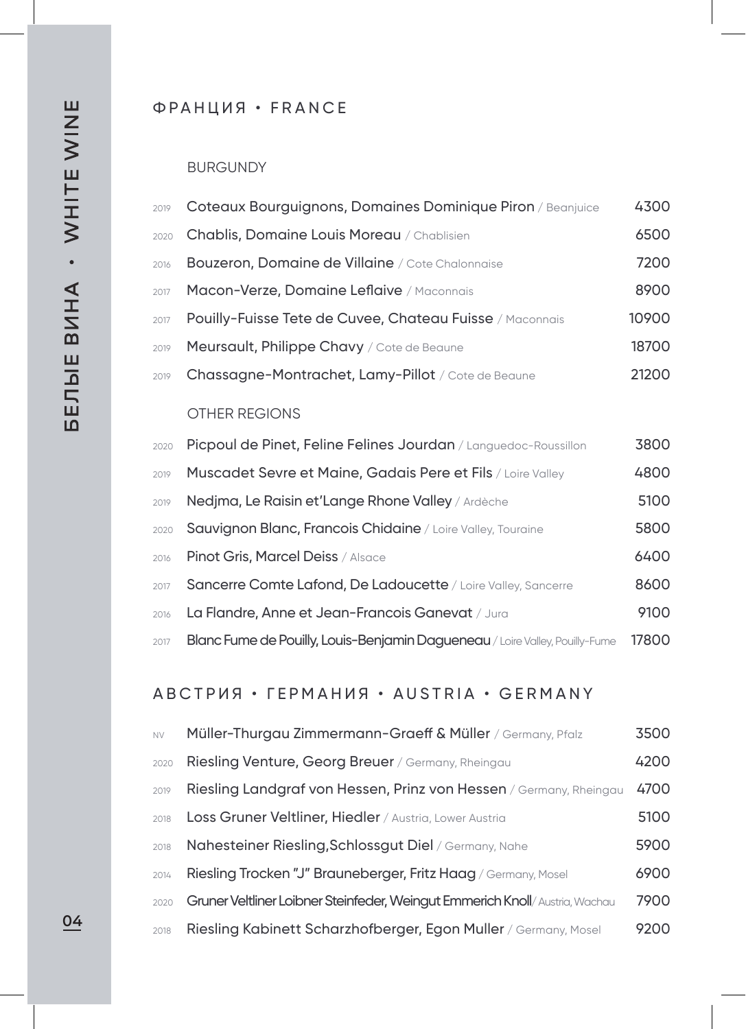# БЕЛЫЕ ВИНА • WHITE WINE

## ФРАНЦИЯ • FRANCE

### BURGUNDY

| Year | Wine | Price |
|---|---|---|
| 2019 | Coteaux Bourguignons, Domaines Dominique Piron / Beanjuice | 4300 |
| 2020 | Chablis, Domaine Louis Moreau / Chablisien | 6500 |
| 2016 | Bouzeron, Domaine de Villaine / Cote Chalonnaise | 7200 |
| 2017 | Macon-Verze, Domaine Leflaive / Maconnais | 8900 |
| 2017 | Pouilly-Fuisse Tete de Cuvee, Chateau Fuisse / Maconnais | 10900 |
| 2019 | Meursault, Philippe Chavy / Cote de Beaune | 18700 |
| 2019 | Chassagne-Montrachet, Lamy-Pillot / Cote de Beaune | 21200 |

### OTHER REGIONS

| Year | Wine | Price |
|---|---|---|
| 2020 | Picpoul de Pinet, Feline Felines Jourdan / Languedoc-Roussillon | 3800 |
| 2019 | Muscadet Sevre et Maine, Gadais Pere et Fils / Loire Valley | 4800 |
| 2019 | Nedjma, Le Raisin et'Lange Rhone Valley / Ardèche | 5100 |
| 2020 | Sauvignon Blanc, Francois Chidaine / Loire Valley, Touraine | 5800 |
| 2016 | Pinot Gris, Marcel Deiss / Alsace | 6400 |
| 2017 | Sancerre Comte Lafond, De Ladoucette / Loire Valley, Sancerre | 8600 |
| 2016 | La Flandre, Anne et Jean-Francois Ganevat / Jura | 9100 |
| 2017 | Blanc Fume de Pouilly, Louis-Benjamin Dagueneau / Loire Valley, Pouilly-Fume | 17800 |

## АВСТРИЯ • ГЕРМАНИЯ • AUSTRIA • GERMANY

| Year | Wine | Price |
|---|---|---|
| NV | Müller-Thurgau Zimmermann-Graeff & Müller / Germany, Pfalz | 3500 |
| 2020 | Riesling Venture, Georg Breuer / Germany, Rheingau | 4200 |
| 2019 | Riesling Landgraf von Hessen, Prinz von Hessen / Germany, Rheingau | 4700 |
| 2018 | Loss Gruner Veltliner, Hiedler / Austria, Lower Austria | 5100 |
| 2018 | Nahesteiner Riesling,Schlossgut Diel / Germany, Nahe | 5900 |
| 2014 | Riesling Trocken "J" Brauneberger, Fritz Haag / Germany, Mosel | 6900 |
| 2020 | Gruner Veltliner Loibner Steinfeder, Weingut Emmerich Knoll/ Austria, Wachau | 7900 |
| 2018 | Riesling Kabinett Scharzhofberger, Egon Muller / Germany, Mosel | 9200 |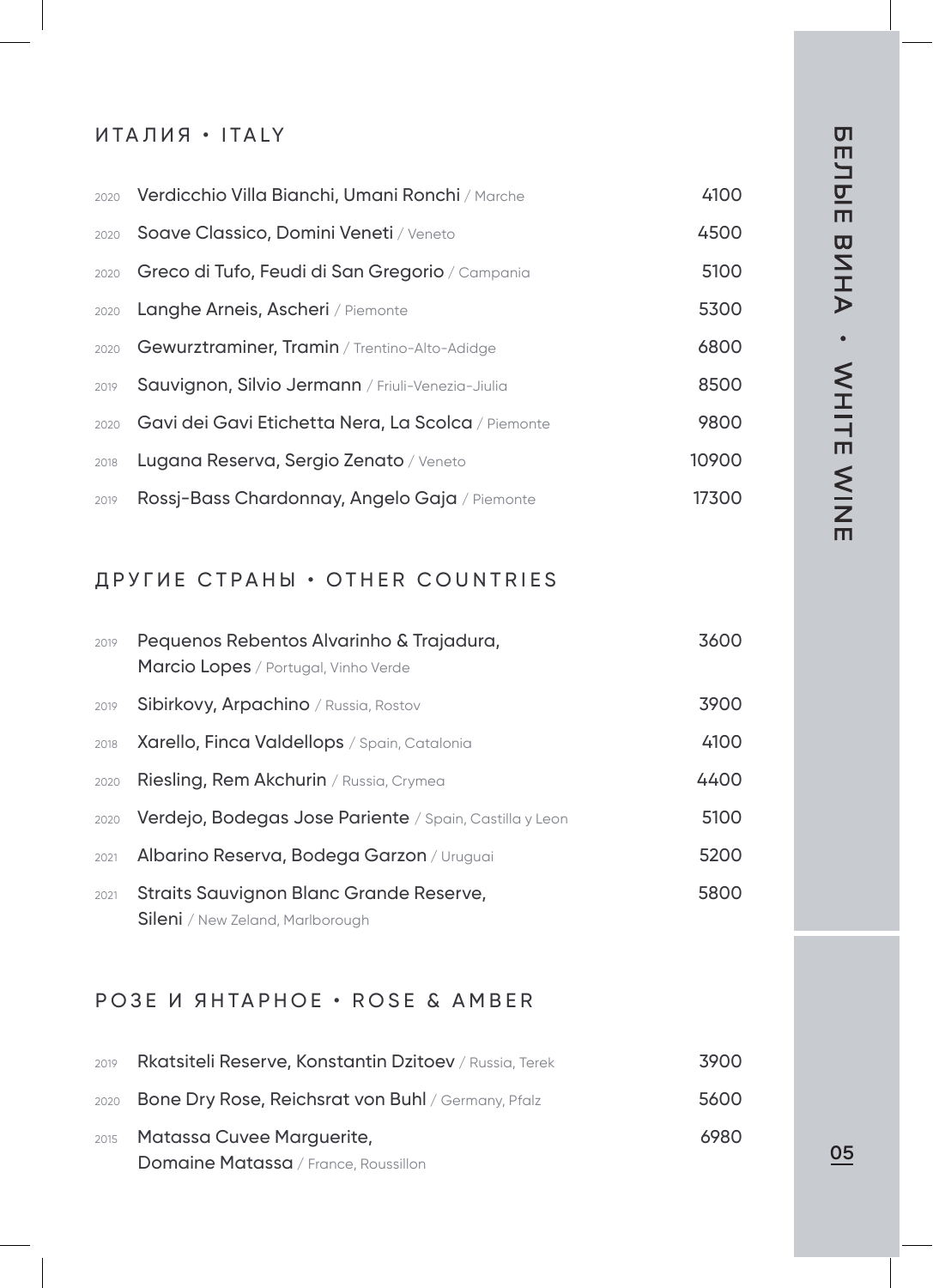## БЕЛЫЕ ВИНА • WHITE WINE

### ИТАЛИЯ • ITALY

| Year | Wine | Price |
| --- | --- | --- |
| 2020 | **Verdicchio Villa Bianchi, Umani Ronchi** / Marche | 4100 |
| 2020 | **Soave Classico, Domini Veneti** / Veneto | 4500 |
| 2020 | **Greco di Tufo, Feudi di San Gregorio** / Campania | 5100 |
| 2020 | **Langhe Arneis, Ascheri** / Piemonte | 5300 |
| 2020 | **Gewurztraminer, Tramin** / Trentino-Alto-Adidge | 6800 |
| 2019 | **Sauvignon, Silvio Jermann** / Friuli-Venezia-Jiulia | 8500 |
| 2020 | **Gavi dei Gavi Etichetta Nera, La Scolca** / Piemonte | 9800 |
| 2018 | **Lugana Reserva, Sergio Zenato** / Veneto | 10900 |
| 2019 | **Rossj-Bass Chardonnay, Angelo Gaja** / Piemonte | 17300 |

### ДРУГИЕ СТРАНЫ • OTHER COUNTRIES

| Year | Wine | Price |
| --- | --- | --- |
| 2019 | **Pequenos Rebentos Alvarinho & Trajadura, Marcio Lopes** / Portugal, Vinho Verde | 3600 |
| 2019 | **Sibirkovy, Arpachino** / Russia, Rostov | 3900 |
| 2018 | **Xarello, Finca Valdellops** / Spain, Catalonia | 4100 |
| 2020 | **Riesling, Rem Akchurin** / Russia, Crymea | 4400 |
| 2020 | **Verdejo, Bodegas Jose Pariente** / Spain, Castilla y Leon | 5100 |
| 2021 | **Albarino Reserva, Bodega Garzon** / Uruguai | 5200 |
| 2021 | **Straits Sauvignon Blanc Grande Reserve, Sileni** / New Zeland, Marlborough | 5800 |

### РОЗЕ И ЯНТАРНОЕ • ROSE & AMBER

| Year | Wine | Price |
| --- | --- | --- |
| 2019 | **Rkatsiteli Reserve, Konstantin Dzitoev** / Russia, Terek | 3900 |
| 2020 | **Bone Dry Rose, Reichsrat von Buhl** / Germany, Pfalz | 5600 |
| 2015 | **Matassa Cuvee Marguerite, Domaine Matassa** / France, Roussillon | 6980 |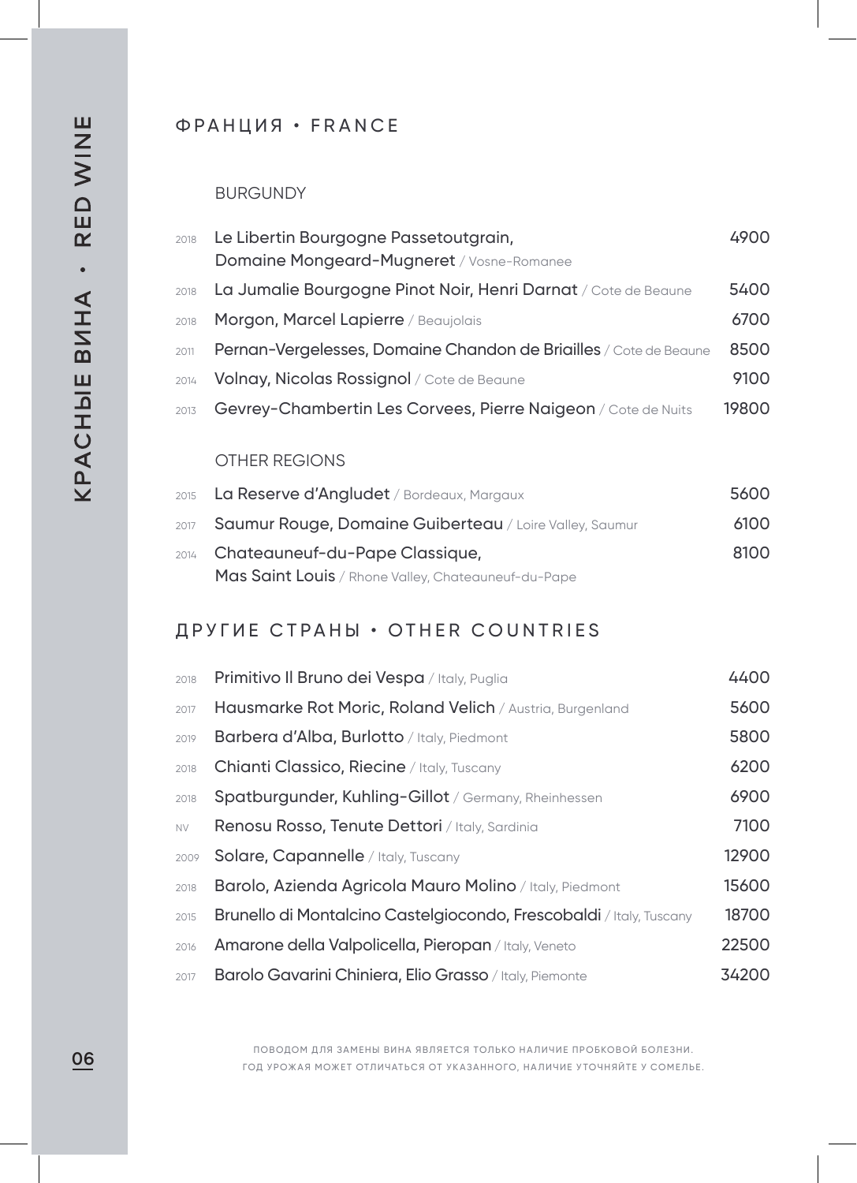# КРАСНЫЕ ВИНА • RED WINE

## ФРАНЦИЯ • FRANCE

### BURGUNDY

| Year | Wine | Price |
|---|---|---|
| 2018 | Le Libertin Bourgogne Passetoutgrain, Domaine Mongeard-Mugneret / Vosne-Romanee | 4900 |
| 2018 | La Jumalie Bourgogne Pinot Noir, Henri Darnat / Cote de Beaune | 5400 |
| 2018 | Morgon, Marcel Lapierre / Beaujolais | 6700 |
| 2011 | Pernan-Vergelesses, Domaine Chandon de Briailles / Cote de Beaune | 8500 |
| 2014 | Volnay, Nicolas Rossignol / Cote de Beaune | 9100 |
| 2013 | Gevrey-Chambertin Les Corvees, Pierre Naigeon / Cote de Nuits | 19800 |

### OTHER REGIONS

| Year | Wine | Price |
|---|---|---|
| 2015 | La Reserve d'Angludet / Bordeaux, Margaux | 5600 |
| 2017 | Saumur Rouge, Domaine Guiberteau / Loire Valley, Saumur | 6100 |
| 2014 | Chateauneuf-du-Pape Classique, Mas Saint Louis / Rhone Valley, Chateauneuf-du-Pape | 8100 |

## ДРУГИЕ СТРАНЫ • OTHER COUNTRIES

| Year | Wine | Price |
|---|---|---|
| 2018 | Primitivo Il Bruno dei Vespa / Italy, Puglia | 4400 |
| 2017 | Hausmarke Rot Moric, Roland Velich / Austria, Burgenland | 5600 |
| 2019 | Barbera d'Alba, Burlotto / Italy, Piedmont | 5800 |
| 2018 | Chianti Classico, Riecine / Italy, Tuscany | 6200 |
| 2018 | Spatburgunder, Kuhling-Gillot / Germany, Rheinhessen | 6900 |
| NV | Renosu Rosso, Tenute Dettori / Italy, Sardinia | 7100 |
| 2009 | Solare, Capannelle / Italy, Tuscany | 12900 |
| 2018 | Barolo, Azienda Agricola Mauro Molino / Italy, Piedmont | 15600 |
| 2015 | Brunello di Montalcino Castelgiocondo, Frescobaldi / Italy, Tuscany | 18700 |
| 2016 | Amarone della Valpolicella, Pieropan / Italy, Veneto | 22500 |
| 2017 | Barolo Gavarini Chiniera, Elio Grasso / Italy, Piemonte | 34200 |

ПОВОДОМ ДЛЯ ЗАМЕНЫ ВИНА ЯВЛЯЕТСЯ ТОЛЬКО НАЛИЧИЕ ПРОБКОВОЙ БОЛЕЗНИ.
ГОД УРОЖАЯ МОЖЕТ ОТЛИЧАТЬСЯ ОТ УКАЗАННОГО, НАЛИЧИЕ УТОЧНЯЙТЕ У СОМЕЛЬЕ.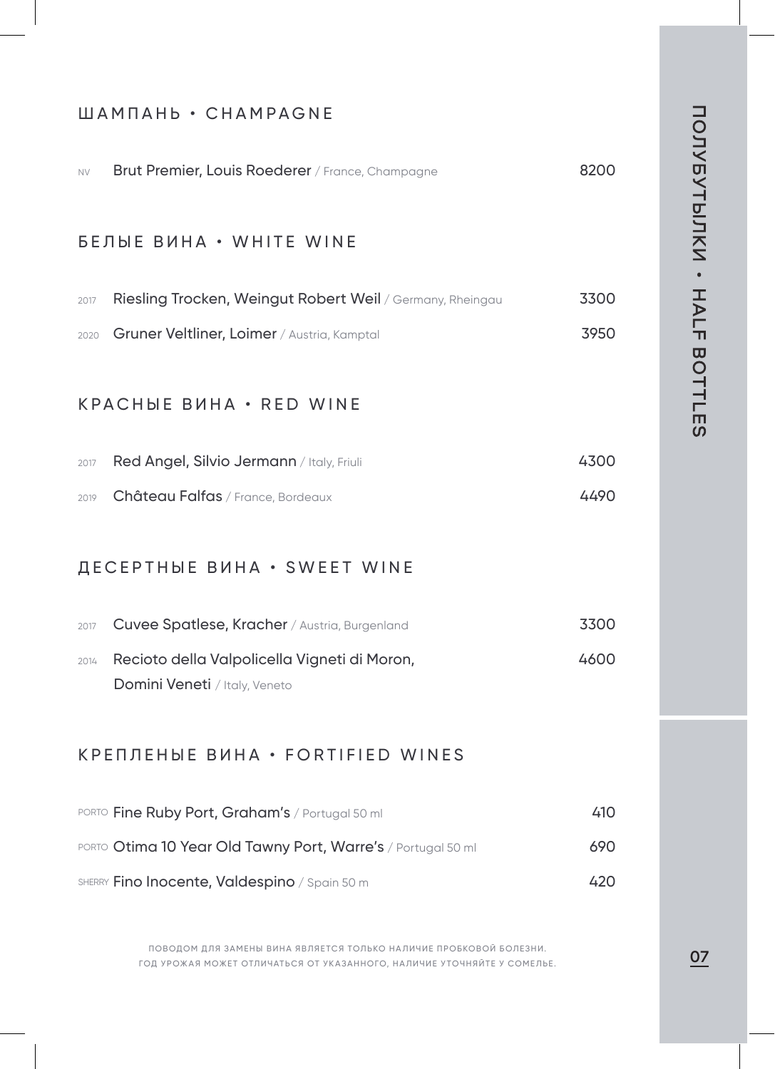# ПОЛУБУТЫЛКИ • HALF BOTTLES

## ШАМПАНЬ • CHAMPAGNE

| | | |
|---|---|---|
| NV | **Brut Premier, Louis Roederer** / France, Champagne | 8200 |

## БЕЛЫЕ ВИНА • WHITE WINE

| | | |
|---|---|---|
| 2017 | **Riesling Trocken, Weingut Robert Weil** / Germany, Rheingau | 3300 |
| 2020 | **Gruner Veltliner, Loimer** / Austria, Kamptal | 3950 |

## КРАСНЫЕ ВИНА • RED WINE

| | | |
|---|---|---|
| 2017 | **Red Angel, Silvio Jermann** / Italy, Friuli | 4300 |
| 2019 | **Château Falfas** / France, Bordeaux | 4490 |

## ДЕСЕРТНЫЕ ВИНА • SWEET WINE

| | | |
|---|---|---|
| 2017 | **Cuvee Spatlese, Kracher** / Austria, Burgenland | 3300 |
| 2014 | **Recioto della Valpolicella Vigneti di Moron, Domini Veneti** / Italy, Veneto | 4600 |

## КРЕПЛЕНЫЕ ВИНА • FORTIFIED WINES

| | | |
|---|---|---|
| PORTO | **Fine Ruby Port, Graham's** / Portugal 50 ml | 410 |
| PORTO | **Otima 10 Year Old Tawny Port, Warre's** / Portugal 50 ml | 690 |
| SHERRY | **Fino Inocente, Valdespino** / Spain 50 m | 420 |

ПОВОДОМ ДЛЯ ЗАМЕНЫ ВИНА ЯВЛЯЕТСЯ ТОЛЬКО НАЛИЧИЕ ПРОБКОВОЙ БОЛЕЗНИ.
ГОД УРОЖАЯ МОЖЕТ ОТЛИЧАТЬСЯ ОТ УКАЗАННОГО, НАЛИЧИЕ УТОЧНЯЙТЕ У СОМЕЛЬЕ.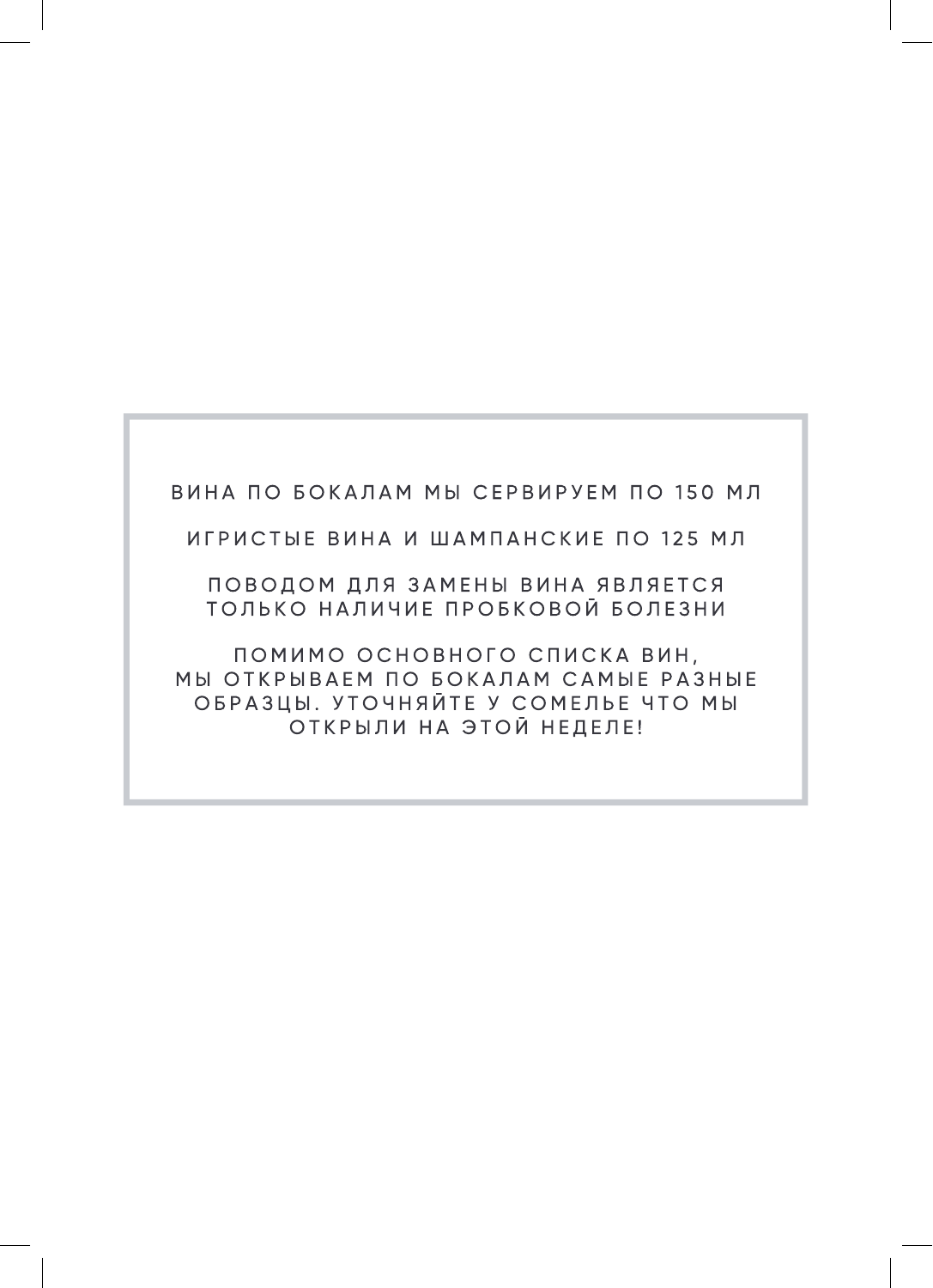ВИНА ПО БОКАЛАМ МЫ СЕРВИРУЕМ ПО 150 МЛ

ИГРИСТЫЕ ВИНА И ШАМПАНСКИЕ ПО 125 МЛ

ПОВОДОМ ДЛЯ ЗАМЕНЫ ВИНА ЯВЛЯЕТСЯ
ТОЛЬКО НАЛИЧИЕ ПРОБКОВОЙ БОЛЕЗНИ

ПОМИМО ОСНОВНОГО СПИСКА ВИН,
МЫ ОТКРЫВАЕМ ПО БОКАЛАМ САМЫЕ РАЗНЫЕ
ОБРАЗЦЫ. УТОЧНЯЙТЕ У СОМЕЛЬЕ ЧТО МЫ
ОТКРЫЛИ НА ЭТОЙ НЕДЕЛЕ!